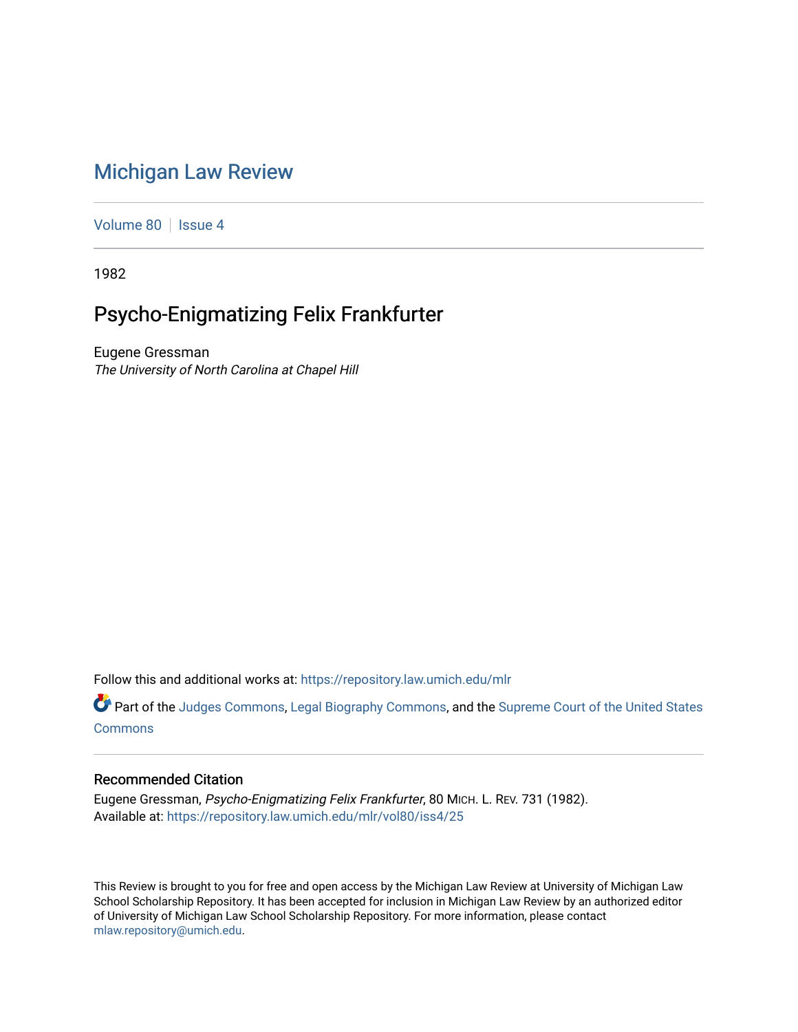# Michigan Law Review

Volume 80 | Issue 4

1982

## Psycho-Enigmatizing Felix Frankfurter

Eugene Gressman
*The University of North Carolina at Chapel Hill*

Follow this and additional works at: https://repository.law.umich.edu/mlr

Part of the Judges Commons, Legal Biography Commons, and the Supreme Court of the United States Commons

### Recommended Citation

Eugene Gressman, *Psycho-Enigmatizing Felix Frankfurter*, 80 MICH. L. REV. 731 (1982).
Available at: https://repository.law.umich.edu/mlr/vol80/iss4/25

This Review is brought to you for free and open access by the Michigan Law Review at University of Michigan Law School Scholarship Repository. It has been accepted for inclusion in Michigan Law Review by an authorized editor of University of Michigan Law School Scholarship Repository. For more information, please contact mlaw.repository@umich.edu.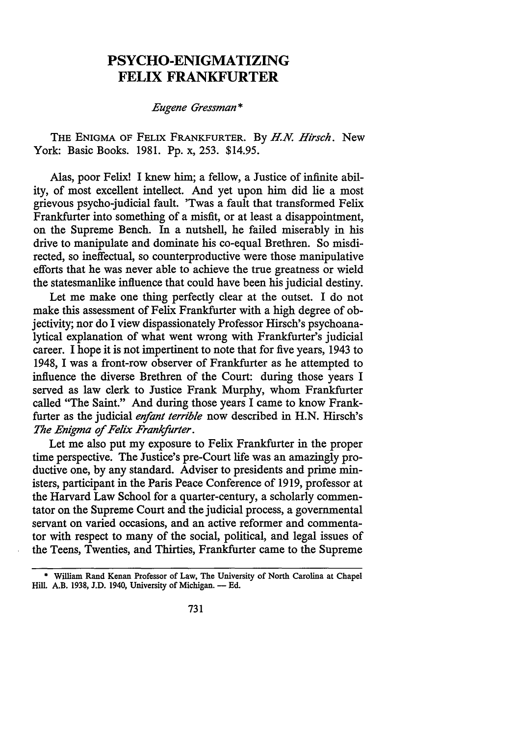# PSYCHO-ENIGMATIZING FELIX FRANKFURTER

*Eugene Gressman**

THE ENIGMA OF FELIX FRANKFURTER. By *H.N. Hirsch*. New York: Basic Books. 1981. Pp. x, 253. $14.95.

Alas, poor Felix! I knew him; a fellow, a Justice of infinite ability, of most excellent intellect. And yet upon him did lie a most grievous psycho-judicial fault. 'Twas a fault that transformed Felix Frankfurter into something of a misfit, or at least a disappointment, on the Supreme Bench. In a nutshell, he failed miserably in his drive to manipulate and dominate his co-equal Brethren. So misdirected, so ineffectual, so counterproductive were those manipulative efforts that he was never able to achieve the true greatness or wield the statesmanlike influence that could have been his judicial destiny.

Let me make one thing perfectly clear at the outset. I do not make this assessment of Felix Frankfurter with a high degree of objectivity; nor do I view dispassionately Professor Hirsch's psychoanalytical explanation of what went wrong with Frankfurter's judicial career. I hope it is not impertinent to note that for five years, 1943 to 1948, I was a front-row observer of Frankfurter as he attempted to influence the diverse Brethren of the Court: during those years I served as law clerk to Justice Frank Murphy, whom Frankfurter called "The Saint." And during those years I came to know Frankfurter as the judicial *enfant terrible* now described in H.N. Hirsch's *The Enigma of Felix Frankfurter*.

Let me also put my exposure to Felix Frankfurter in the proper time perspective. The Justice's pre-Court life was an amazingly productive one, by any standard. Adviser to presidents and prime ministers, participant in the Paris Peace Conference of 1919, professor at the Harvard Law School for a quarter-century, a scholarly commentator on the Supreme Court and the judicial process, a governmental servant on varied occasions, and an active reformer and commentator with respect to many of the social, political, and legal issues of the Teens, Twenties, and Thirties, Frankfurter came to the Supreme

---

\* William Rand Kenan Professor of Law, The University of North Carolina at Chapel Hill. A.B. 1938, J.D. 1940, University of Michigan. — Ed.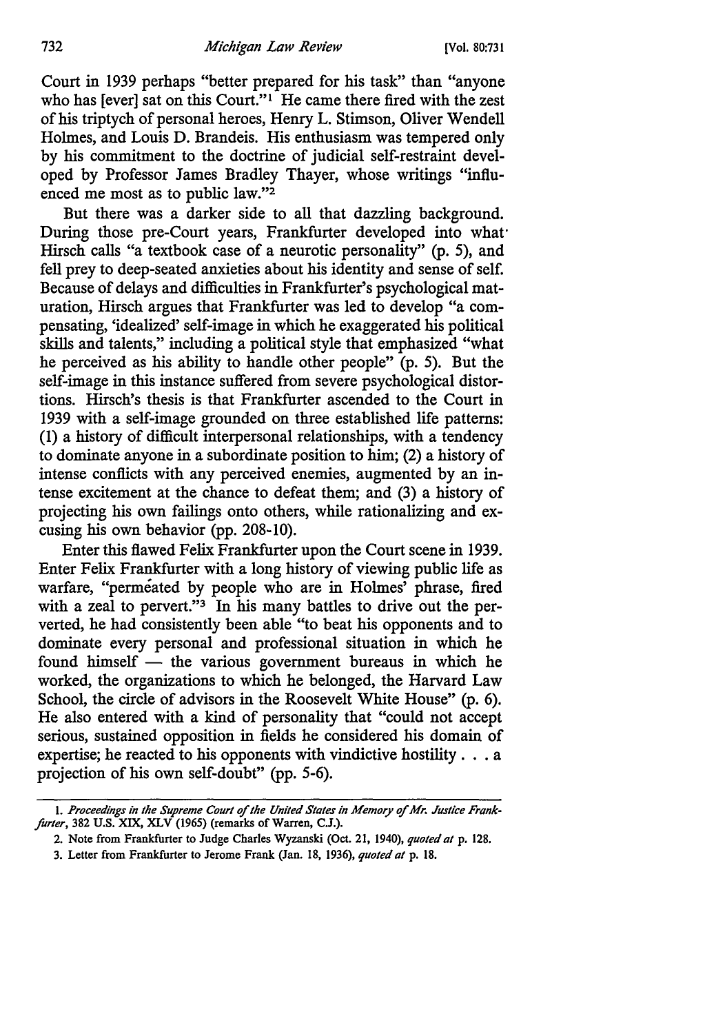Court in 1939 perhaps "better prepared for his task" than "anyone who has [ever] sat on this Court."[1] He came there fired with the zest of his triptych of personal heroes, Henry L. Stimson, Oliver Wendell Holmes, and Louis D. Brandeis. His enthusiasm was tempered only by his commitment to the doctrine of judicial self-restraint developed by Professor James Bradley Thayer, whose writings "influenced me most as to public law."[2]

But there was a darker side to all that dazzling background. During those pre-Court years, Frankfurter developed into what Hirsch calls "a textbook case of a neurotic personality" (p. 5), and fell prey to deep-seated anxieties about his identity and sense of self. Because of delays and difficulties in Frankfurter's psychological maturation, Hirsch argues that Frankfurter was led to develop "a compensating, 'idealized' self-image in which he exaggerated his political skills and talents," including a political style that emphasized "what he perceived as his ability to handle other people" (p. 5). But the self-image in this instance suffered from severe psychological distortions. Hirsch's thesis is that Frankfurter ascended to the Court in 1939 with a self-image grounded on three established life patterns: (1) a history of difficult interpersonal relationships, with a tendency to dominate anyone in a subordinate position to him; (2) a history of intense conflicts with any perceived enemies, augmented by an intense excitement at the chance to defeat them; and (3) a history of projecting his own failings onto others, while rationalizing and excusing his own behavior (pp. 208-10).

Enter this flawed Felix Frankfurter upon the Court scene in 1939. Enter Felix Frankfurter with a long history of viewing public life as warfare, "permeated by people who are in Holmes' phrase, fired with a zeal to pervert."[3] In his many battles to drive out the perverted, he had consistently been able "to beat his opponents and to dominate every personal and professional situation in which he found himself — the various government bureaus in which he worked, the organizations to which he belonged, the Harvard Law School, the circle of advisors in the Roosevelt White House" (p. 6). He also entered with a kind of personality that "could not accept serious, sustained opposition in fields he considered his domain of expertise; he reacted to his opponents with vindictive hostility . . . a projection of his own self-doubt" (pp. 5-6).

---

1. *Proceedings in the Supreme Court of the United States in Memory of Mr. Justice Frankfurter*, 382 U.S. XIX, XLV (1965) (remarks of Warren, C.J.).

2. Note from Frankfurter to Judge Charles Wyzanski (Oct. 21, 1940), *quoted at* p. 128.

3. Letter from Frankfurter to Jerome Frank (Jan. 18, 1936), *quoted at* p. 18.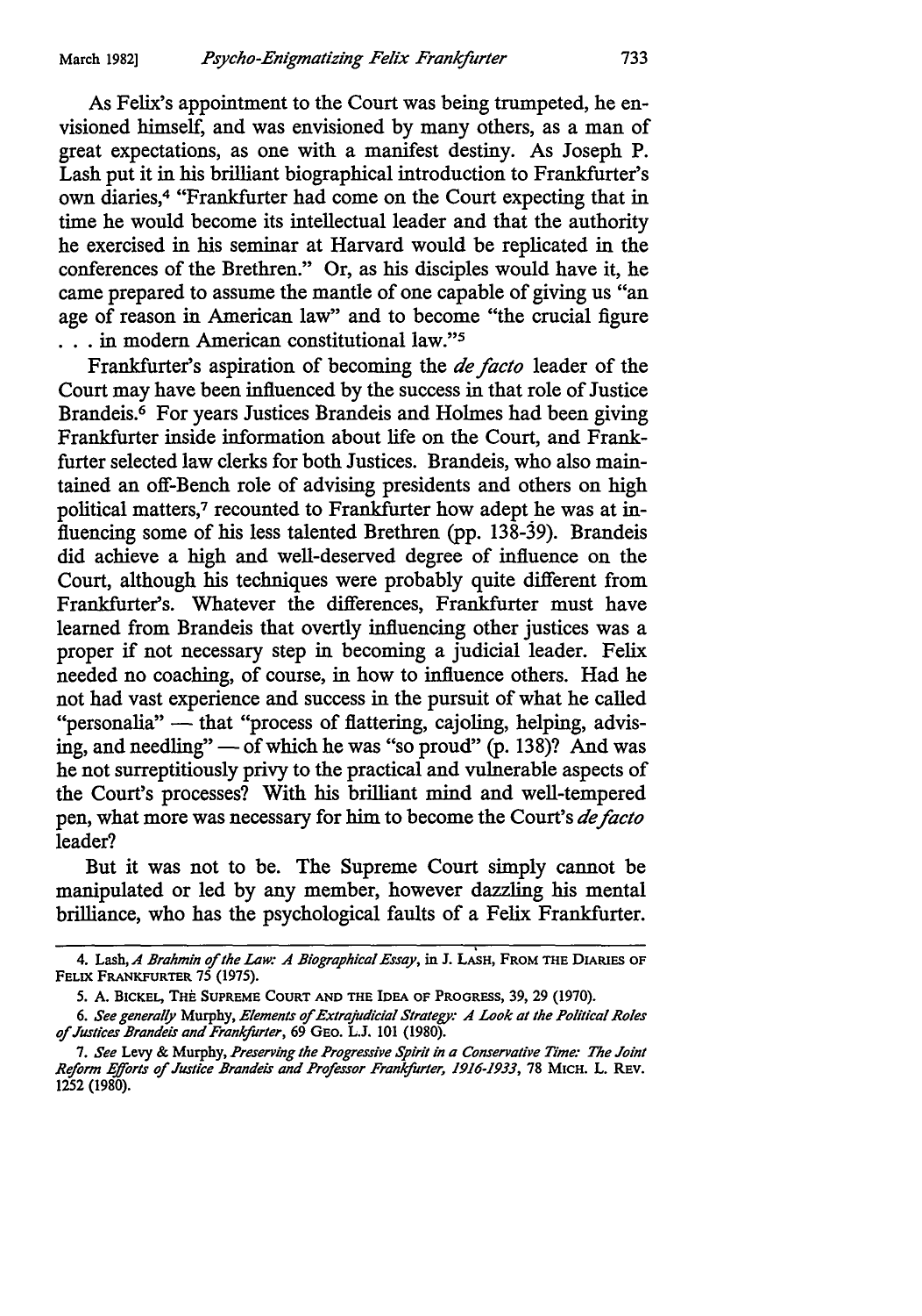As Felix's appointment to the Court was being trumpeted, he envisioned himself, and was envisioned by many others, as a man of great expectations, as one with a manifest destiny. As Joseph P. Lash put it in his brilliant biographical introduction to Frankfurter's own diaries,[4] "Frankfurter had come on the Court expecting that in time he would become its intellectual leader and that the authority he exercised in his seminar at Harvard would be replicated in the conferences of the Brethren." Or, as his disciples would have it, he came prepared to assume the mantle of one capable of giving us "an age of reason in American law" and to become "the crucial figure . . . in modern American constitutional law."[5]

Frankfurter's aspiration of becoming the *de facto* leader of the Court may have been influenced by the success in that role of Justice Brandeis.[6] For years Justices Brandeis and Holmes had been giving Frankfurter inside information about life on the Court, and Frankfurter selected law clerks for both Justices. Brandeis, who also maintained an off-Bench role of advising presidents and others on high political matters,[7] recounted to Frankfurter how adept he was at influencing some of his less talented Brethren (pp. 138-39). Brandeis did achieve a high and well-deserved degree of influence on the Court, although his techniques were probably quite different from Frankfurter's. Whatever the differences, Frankfurter must have learned from Brandeis that overtly influencing other justices was a proper if not necessary step in becoming a judicial leader. Felix needed no coaching, of course, in how to influence others. Had he not had vast experience and success in the pursuit of what he called "personalia" — that "process of flattering, cajoling, helping, advising, and needling" — of which he was "so proud" (p. 138)? And was he not surreptitiously privy to the practical and vulnerable aspects of the Court's processes? With his brilliant mind and well-tempered pen, what more was necessary for him to become the Court's *de facto* leader?

But it was not to be. The Supreme Court simply cannot be manipulated or led by any member, however dazzling his mental brilliance, who has the psychological faults of a Felix Frankfurter.

---

4. Lash, *A Brahmin of the Law: A Biographical Essay*, in J. LASH, FROM THE DIARIES OF FELIX FRANKFURTER 75 (1975).

5. A. BICKEL, THE SUPREME COURT AND THE IDEA OF PROGRESS, 39, 29 (1970).

6. *See generally* Murphy, *Elements of Extrajudicial Strategy: A Look at the Political Roles of Justices Brandeis and Frankfurter*, 69 GEO. L.J. 101 (1980).

7. *See* Levy & Murphy, *Preserving the Progressive Spirit in a Conservative Time: The Joint Reform Efforts of Justice Brandeis and Professor Frankfurter, 1916-1933*, 78 MICH. L. REV. 1252 (1980).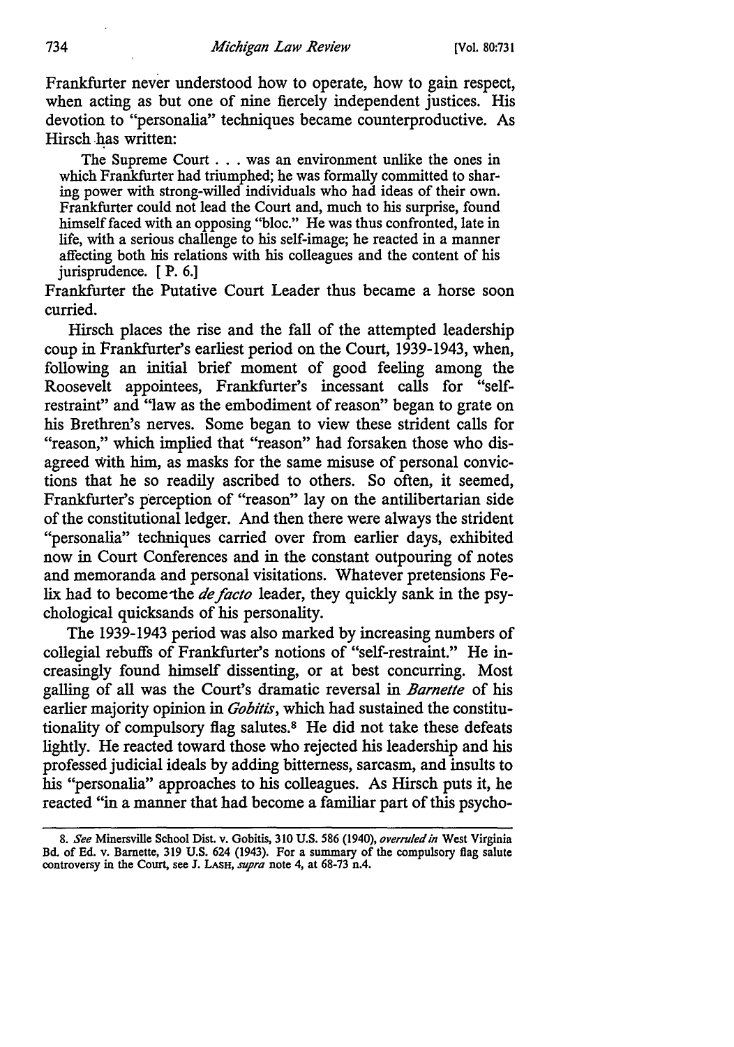Frankfurter never understood how to operate, how to gain respect, when acting as but one of nine fiercely independent justices. His devotion to "personalia" techniques became counterproductive. As Hirsch has written:

> The Supreme Court . . . was an environment unlike the ones in which Frankfurter had triumphed; he was formally committed to sharing power with strong-willed individuals who had ideas of their own. Frankfurter could not lead the Court and, much to his surprise, found himself faced with an opposing "bloc." He was thus confronted, late in life, with a serious challenge to his self-image; he reacted in a manner affecting both his relations with his colleagues and the content of his jurisprudence. [ P. 6.]

Frankfurter the Putative Court Leader thus became a horse soon curried.

Hirsch places the rise and the fall of the attempted leadership coup in Frankfurter's earliest period on the Court, 1939-1943, when, following an initial brief moment of good feeling among the Roosevelt appointees, Frankfurter's incessant calls for "self-restraint" and "law as the embodiment of reason" began to grate on his Brethren's nerves. Some began to view these strident calls for "reason," which implied that "reason" had forsaken those who disagreed with him, as masks for the same misuse of personal convictions that he so readily ascribed to others. So often, it seemed, Frankfurter's perception of "reason" lay on the antilibertarian side of the constitutional ledger. And then there were always the strident "personalia" techniques carried over from earlier days, exhibited now in Court Conferences and in the constant outpouring of notes and memoranda and personal visitations. Whatever pretensions Felix had to become the *de facto* leader, they quickly sank in the psychological quicksands of his personality.

The 1939-1943 period was also marked by increasing numbers of collegial rebuffs of Frankfurter's notions of "self-restraint." He increasingly found himself dissenting, or at best concurring. Most galling of all was the Court's dramatic reversal in *Barnette* of his earlier majority opinion in *Gobitis*, which had sustained the constitutionality of compulsory flag salutes.[8] He did not take these defeats lightly. He reacted toward those who rejected his leadership and his professed judicial ideals by adding bitterness, sarcasm, and insults to his "personalia" approaches to his colleagues. As Hirsch puts it, he reacted "in a manner that had become a familiar part of this psycho-

---

8. *See* Minersville School Dist. v. Gobitis, 310 U.S. 586 (1940), *overruled in* West Virginia Bd. of Ed. v. Barnette, 319 U.S. 624 (1943). For a summary of the compulsory flag salute controversy in the Court, see J. LASH, *supra* note 4, at 68-73 n.4.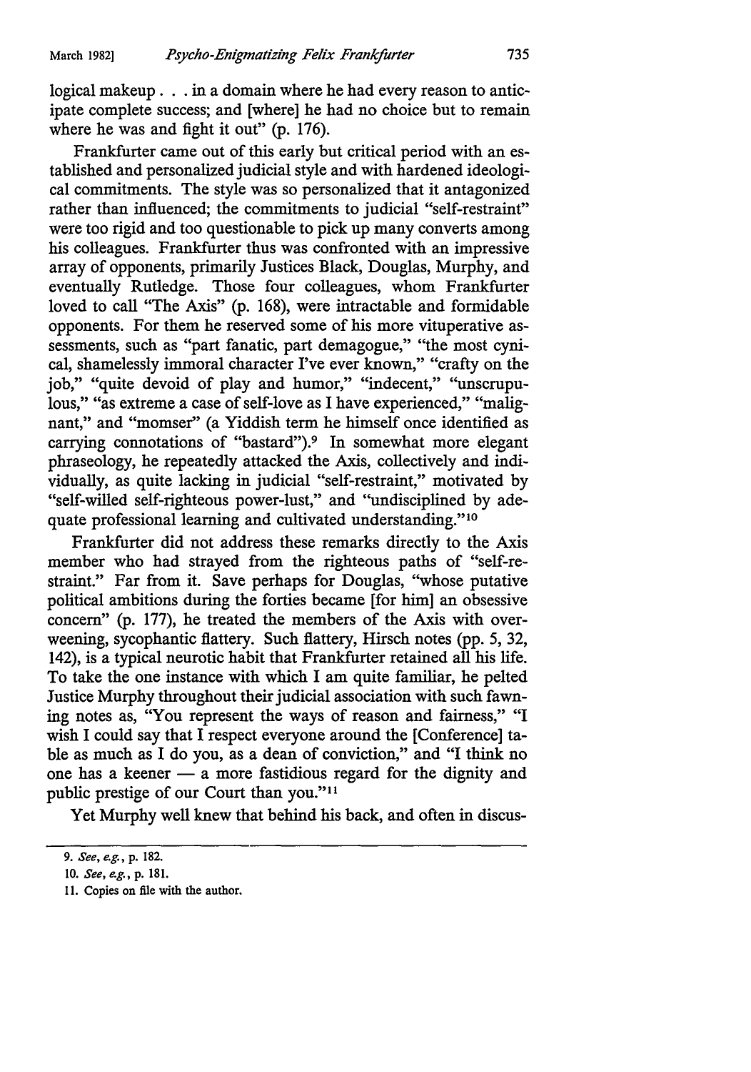logical makeup . . . in a domain where he had every reason to anticipate complete success; and [where] he had no choice but to remain where he was and fight it out" (p. 176).

Frankfurter came out of this early but critical period with an established and personalized judicial style and with hardened ideological commitments. The style was so personalized that it antagonized rather than influenced; the commitments to judicial "self-restraint" were too rigid and too questionable to pick up many converts among his colleagues. Frankfurter thus was confronted with an impressive array of opponents, primarily Justices Black, Douglas, Murphy, and eventually Rutledge. Those four colleagues, whom Frankfurter loved to call "The Axis" (p. 168), were intractable and formidable opponents. For them he reserved some of his more vituperative assessments, such as "part fanatic, part demagogue," "the most cynical, shamelessly immoral character I've ever known," "crafty on the job," "quite devoid of play and humor," "indecent," "unscrupulous," "as extreme a case of self-love as I have experienced," "malignant," and "momser" (a Yiddish term he himself once identified as carrying connotations of "bastard").[9] In somewhat more elegant phraseology, he repeatedly attacked the Axis, collectively and individually, as quite lacking in judicial "self-restraint," motivated by "self-willed self-righteous power-lust," and "undisciplined by adequate professional learning and cultivated understanding."[10]

Frankfurter did not address these remarks directly to the Axis member who had strayed from the righteous paths of "self-restraint." Far from it. Save perhaps for Douglas, "whose putative political ambitions during the forties became [for him] an obsessive concern" (p. 177), he treated the members of the Axis with overweening, sycophantic flattery. Such flattery, Hirsch notes (pp. 5, 32, 142), is a typical neurotic habit that Frankfurter retained all his life. To take the one instance with which I am quite familiar, he pelted Justice Murphy throughout their judicial association with such fawning notes as, "You represent the ways of reason and fairness," "I wish I could say that I respect everyone around the [Conference] table as much as I do you, as a dean of conviction," and "I think no one has a keener — a more fastidious regard for the dignity and public prestige of our Court than you."[11]

Yet Murphy well knew that behind his back, and often in discus-

---

9. *See, e.g.*, p. 182.

10. *See, e.g.*, p. 181.

11. Copies on file with the author.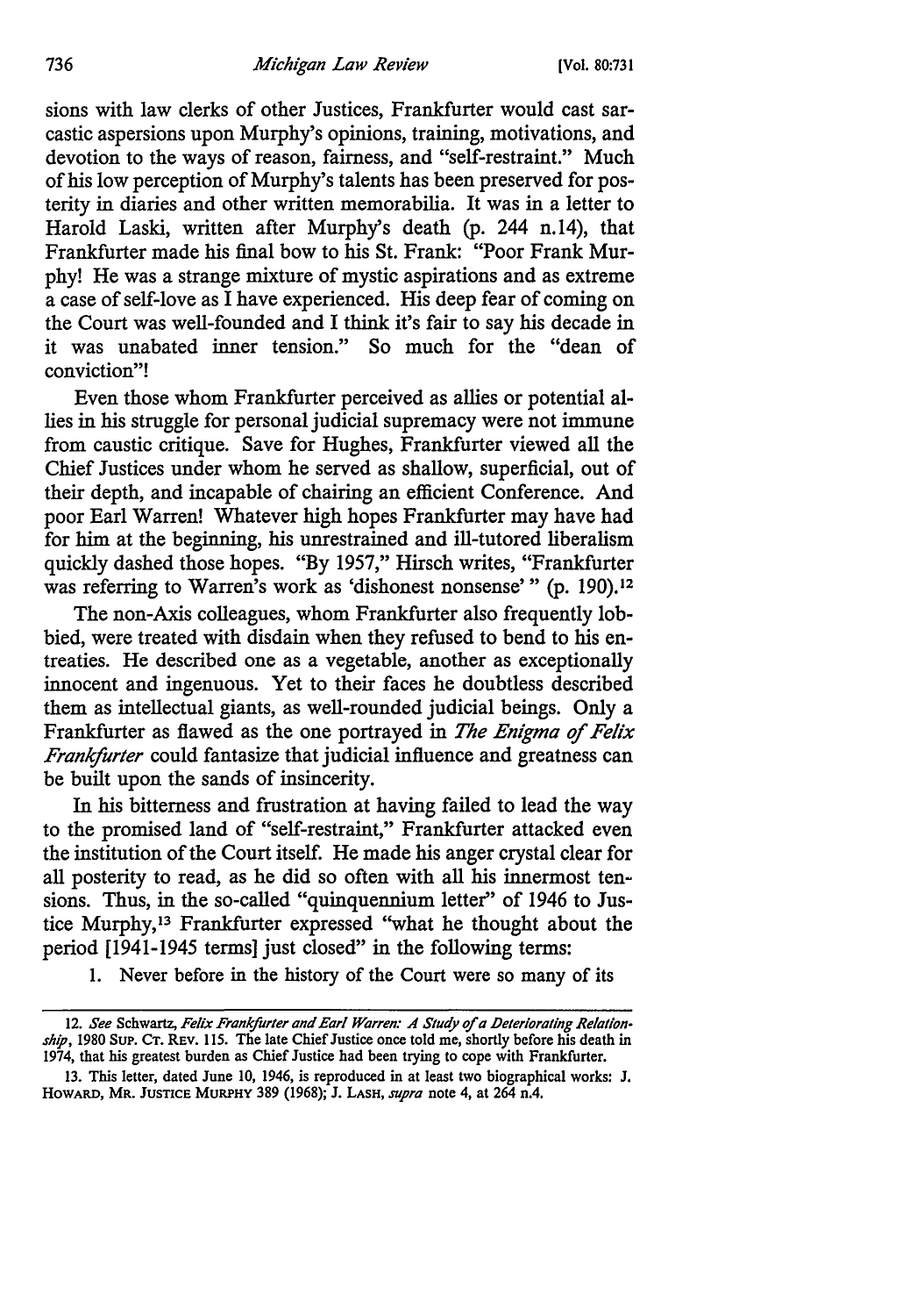sions with law clerks of other Justices, Frankfurter would cast sarcastic aspersions upon Murphy's opinions, training, motivations, and devotion to the ways of reason, fairness, and "self-restraint." Much of his low perception of Murphy's talents has been preserved for posterity in diaries and other written memorabilia. It was in a letter to Harold Laski, written after Murphy's death (p. 244 n.14), that Frankfurter made his final bow to his St. Frank: "Poor Frank Murphy! He was a strange mixture of mystic aspirations and as extreme a case of self-love as I have experienced. His deep fear of coming on the Court was well-founded and I think it's fair to say his decade in it was unabated inner tension." So much for the "dean of conviction"!

Even those whom Frankfurter perceived as allies or potential allies in his struggle for personal judicial supremacy were not immune from caustic critique. Save for Hughes, Frankfurter viewed all the Chief Justices under whom he served as shallow, superficial, out of their depth, and incapable of chairing an efficient Conference. And poor Earl Warren! Whatever high hopes Frankfurter may have had for him at the beginning, his unrestrained and ill-tutored liberalism quickly dashed those hopes. "By 1957," Hirsch writes, "Frankfurter was referring to Warren's work as 'dishonest nonsense' " (p. 190).[12]

The non-Axis colleagues, whom Frankfurter also frequently lobbied, were treated with disdain when they refused to bend to his entreaties. He described one as a vegetable, another as exceptionally innocent and ingenuous. Yet to their faces he doubtless described them as intellectual giants, as well-rounded judicial beings. Only a Frankfurter as flawed as the one portrayed in *The Enigma of Felix Frankfurter* could fantasize that judicial influence and greatness can be built upon the sands of insincerity.

In his bitterness and frustration at having failed to lead the way to the promised land of "self-restraint," Frankfurter attacked even the institution of the Court itself. He made his anger crystal clear for all posterity to read, as he did so often with all his innermost tensions. Thus, in the so-called "quinquennium letter" of 1946 to Justice Murphy,[13] Frankfurter expressed "what he thought about the period [1941-1945 terms] just closed" in the following terms:

1. Never before in the history of the Court were so many of its

---

12. *See* Schwartz, *Felix Frankfurter and Earl Warren: A Study of a Deteriorating Relationship*, 1980 SUP. CT. REV. 115. The late Chief Justice once told me, shortly before his death in 1974, that his greatest burden as Chief Justice had been trying to cope with Frankfurter.

13. This letter, dated June 10, 1946, is reproduced in at least two biographical works: J. HOWARD, MR. JUSTICE MURPHY 389 (1968); J. LASH, *supra* note 4, at 264 n.4.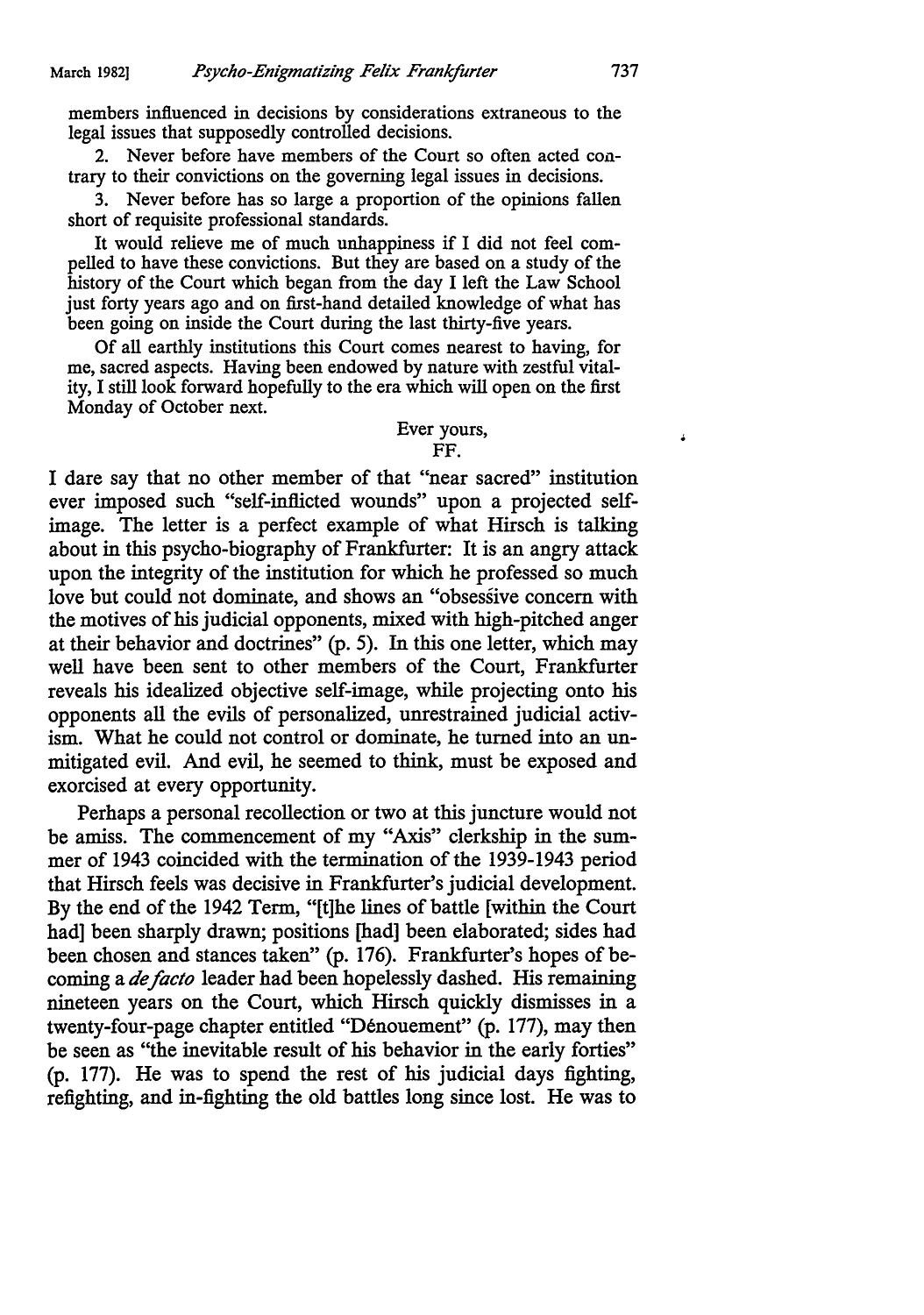members influenced in decisions by considerations extraneous to the legal issues that supposedly controlled decisions.

2. Never before have members of the Court so often acted contrary to their convictions on the governing legal issues in decisions.

3. Never before has so large a proportion of the opinions fallen short of requisite professional standards.

It would relieve me of much unhappiness if I did not feel compelled to have these convictions. But they are based on a study of the history of the Court which began from the day I left the Law School just forty years ago and on first-hand detailed knowledge of what has been going on inside the Court during the last thirty-five years.

Of all earthly institutions this Court comes nearest to having, for me, sacred aspects. Having been endowed by nature with zestful vitality, I still look forward hopefully to the era which will open on the first Monday of October next.

Ever yours,
FF.

I dare say that no other member of that "near sacred" institution ever imposed such "self-inflicted wounds" upon a projected self-image. The letter is a perfect example of what Hirsch is talking about in this psycho-biography of Frankfurter: It is an angry attack upon the integrity of the institution for which he professed so much love but could not dominate, and shows an "obsessive concern with the motives of his judicial opponents, mixed with high-pitched anger at their behavior and doctrines" (p. 5). In this one letter, which may well have been sent to other members of the Court, Frankfurter reveals his idealized objective self-image, while projecting onto his opponents all the evils of personalized, unrestrained judicial activism. What he could not control or dominate, he turned into an unmitigated evil. And evil, he seemed to think, must be exposed and exorcised at every opportunity.

Perhaps a personal recollection or two at this juncture would not be amiss. The commencement of my "Axis" clerkship in the summer of 1943 coincided with the termination of the 1939-1943 period that Hirsch feels was decisive in Frankfurter's judicial development. By the end of the 1942 Term, "[t]he lines of battle [within the Court had] been sharply drawn; positions [had] been elaborated; sides had been chosen and stances taken" (p. 176). Frankfurter's hopes of becoming a *de facto* leader had been hopelessly dashed. His remaining nineteen years on the Court, which Hirsch quickly dismisses in a twenty-four-page chapter entitled "Dénouement" (p. 177), may then be seen as "the inevitable result of his behavior in the early forties" (p. 177). He was to spend the rest of his judicial days fighting, refighting, and in-fighting the old battles long since lost. He was to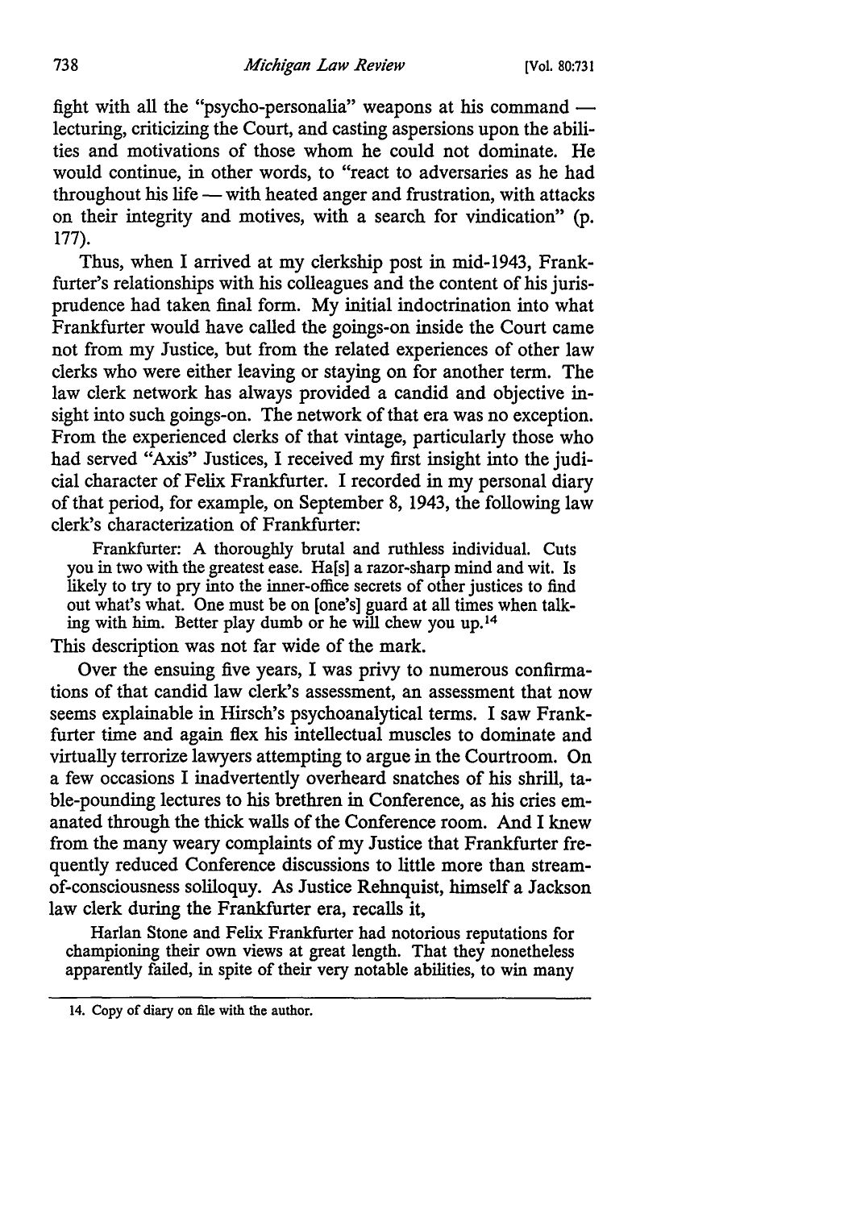fight with all the "psycho-personalia" weapons at his command — lecturing, criticizing the Court, and casting aspersions upon the abilities and motivations of those whom he could not dominate. He would continue, in other words, to "react to adversaries as he had throughout his life — with heated anger and frustration, with attacks on their integrity and motives, with a search for vindication" (p. 177).

Thus, when I arrived at my clerkship post in mid-1943, Frankfurter's relationships with his colleagues and the content of his jurisprudence had taken final form. My initial indoctrination into what Frankfurter would have called the goings-on inside the Court came not from my Justice, but from the related experiences of other law clerks who were either leaving or staying on for another term. The law clerk network has always provided a candid and objective insight into such goings-on. The network of that era was no exception. From the experienced clerks of that vintage, particularly those who had served "Axis" Justices, I received my first insight into the judicial character of Felix Frankfurter. I recorded in my personal diary of that period, for example, on September 8, 1943, the following law clerk's characterization of Frankfurter:

> Frankfurter: A thoroughly brutal and ruthless individual. Cuts you in two with the greatest ease. Ha[s] a razor-sharp mind and wit. Is likely to try to pry into the inner-office secrets of other justices to find out what's what. One must be on [one's] guard at all times when talking with him. Better play dumb or he will chew you up.[14]

This description was not far wide of the mark.

Over the ensuing five years, I was privy to numerous confirmations of that candid law clerk's assessment, an assessment that now seems explainable in Hirsch's psychoanalytical terms. I saw Frankfurter time and again flex his intellectual muscles to dominate and virtually terrorize lawyers attempting to argue in the Courtroom. On a few occasions I inadvertently overheard snatches of his shrill, table-pounding lectures to his brethren in Conference, as his cries emanated through the thick walls of the Conference room. And I knew from the many weary complaints of my Justice that Frankfurter frequently reduced Conference discussions to little more than stream-of-consciousness soliloquy. As Justice Rehnquist, himself a Jackson law clerk during the Frankfurter era, recalls it,

> Harlan Stone and Felix Frankfurter had notorious reputations for championing their own views at great length. That they nonetheless apparently failed, in spite of their very notable abilities, to win many

14. Copy of diary on file with the author.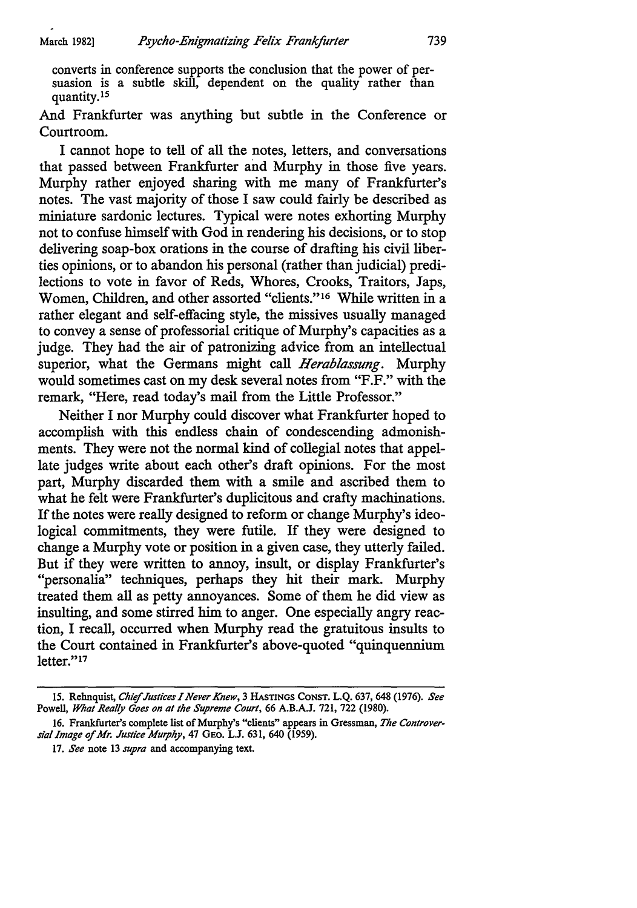converts in conference supports the conclusion that the power of persuasion is a subtle skill, dependent on the quality rather than quantity.[15]

And Frankfurter was anything but subtle in the Conference or Courtroom.

I cannot hope to tell of all the notes, letters, and conversations that passed between Frankfurter and Murphy in those five years. Murphy rather enjoyed sharing with me many of Frankfurter's notes. The vast majority of those I saw could fairly be described as miniature sardonic lectures. Typical were notes exhorting Murphy not to confuse himself with God in rendering his decisions, or to stop delivering soap-box orations in the course of drafting his civil liberties opinions, or to abandon his personal (rather than judicial) predilections to vote in favor of Reds, Whores, Crooks, Traitors, Japs, Women, Children, and other assorted "clients."[16] While written in a rather elegant and self-effacing style, the missives usually managed to convey a sense of professorial critique of Murphy's capacities as a judge. They had the air of patronizing advice from an intellectual superior, what the Germans might call *Herablassung*. Murphy would sometimes cast on my desk several notes from "F.F." with the remark, "Here, read today's mail from the Little Professor."

Neither I nor Murphy could discover what Frankfurter hoped to accomplish with this endless chain of condescending admonishments. They were not the normal kind of collegial notes that appellate judges write about each other's draft opinions. For the most part, Murphy discarded them with a smile and ascribed them to what he felt were Frankfurter's duplicitous and crafty machinations. If the notes were really designed to reform or change Murphy's ideological commitments, they were futile. If they were designed to change a Murphy vote or position in a given case, they utterly failed. But if they were written to annoy, insult, or display Frankfurter's "personalia" techniques, perhaps they hit their mark. Murphy treated them all as petty annoyances. Some of them he did view as insulting, and some stirred him to anger. One especially angry reaction, I recall, occurred when Murphy read the gratuitous insults to the Court contained in Frankfurter's above-quoted "quinquennium letter."[17]

---

15. Rehnquist, *Chief Justices I Never Knew*, 3 HASTINGS CONST. L.Q. 637, 648 (1976). *See* Powell, *What Really Goes on at the Supreme Court*, 66 A.B.A.J. 721, 722 (1980).

16. Frankfurter's complete list of Murphy's "clients" appears in Gressman, *The Controversial Image of Mr. Justice Murphy*, 47 GEO. L.J. 631, 640 (1959).

17. *See* note 13 *supra* and accompanying text.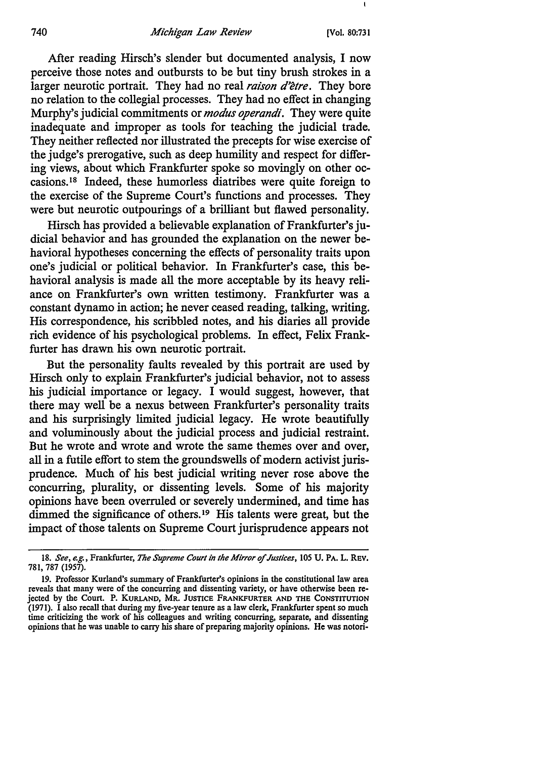After reading Hirsch's slender but documented analysis, I now perceive those notes and outbursts to be but tiny brush strokes in a larger neurotic portrait. They had no real *raison d'être*. They bore no relation to the collegial processes. They had no effect in changing Murphy's judicial commitments or *modus operandi*. They were quite inadequate and improper as tools for teaching the judicial trade. They neither reflected nor illustrated the precepts for wise exercise of the judge's prerogative, such as deep humility and respect for differing views, about which Frankfurter spoke so movingly on other occasions.[18] Indeed, these humorless diatribes were quite foreign to the exercise of the Supreme Court's functions and processes. They were but neurotic outpourings of a brilliant but flawed personality.

Hirsch has provided a believable explanation of Frankfurter's judicial behavior and has grounded the explanation on the newer behavioral hypotheses concerning the effects of personality traits upon one's judicial or political behavior. In Frankfurter's case, this behavioral analysis is made all the more acceptable by its heavy reliance on Frankfurter's own written testimony. Frankfurter was a constant dynamo in action; he never ceased reading, talking, writing. His correspondence, his scribbled notes, and his diaries all provide rich evidence of his psychological problems. In effect, Felix Frankfurter has drawn his own neurotic portrait.

But the personality faults revealed by this portrait are used by Hirsch only to explain Frankfurter's judicial behavior, not to assess his judicial importance or legacy. I would suggest, however, that there may well be a nexus between Frankfurter's personality traits and his surprisingly limited judicial legacy. He wrote beautifully and voluminously about the judicial process and judicial restraint. But he wrote and wrote and wrote the same themes over and over, all in a futile effort to stem the groundswells of modern activist jurisprudence. Much of his best judicial writing never rose above the concurring, plurality, or dissenting levels. Some of his majority opinions have been overruled or severely undermined, and time has dimmed the significance of others.[19] His talents were great, but the impact of those talents on Supreme Court jurisprudence appears not

---

18. *See, e.g.*, Frankfurter, *The Supreme Court in the Mirror of Justices*, 105 U. PA. L. REV. 781, 787 (1957).

19. Professor Kurland's summary of Frankfurter's opinions in the constitutional law area reveals that many were of the concurring and dissenting variety, or have otherwise been rejected by the Court. P. KURLAND, MR. JUSTICE FRANKFURTER AND THE CONSTITUTION (1971). I also recall that during my five-year tenure as a law clerk, Frankfurter spent so much time criticizing the work of his colleagues and writing concurring, separate, and dissenting opinions that he was unable to carry his share of preparing majority opinions. He was notori-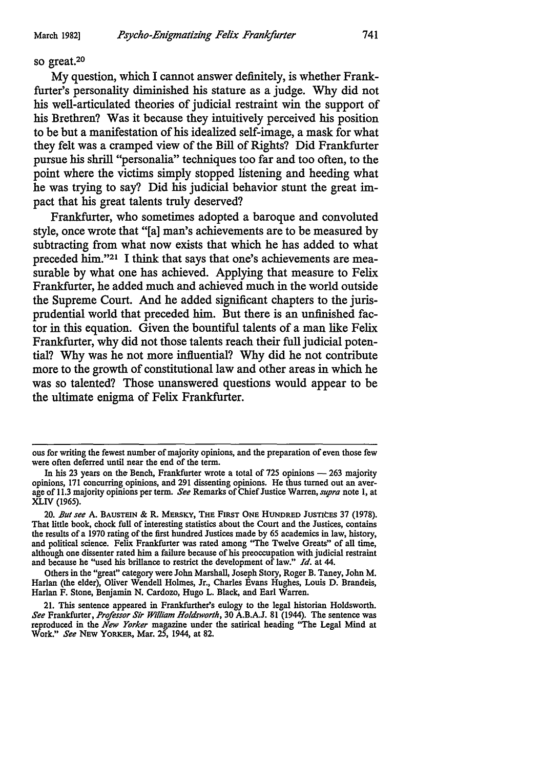so great.[20]

My question, which I cannot answer definitely, is whether Frankfurter's personality diminished his stature as a judge. Why did not his well-articulated theories of judicial restraint win the support of his Brethren? Was it because they intuitively perceived his position to be but a manifestation of his idealized self-image, a mask for what they felt was a cramped view of the Bill of Rights? Did Frankfurter pursue his shrill "personalia" techniques too far and too often, to the point where the victims simply stopped listening and heeding what he was trying to say? Did his judicial behavior stunt the great impact that his great talents truly deserved?

Frankfurter, who sometimes adopted a baroque and convoluted style, once wrote that "[a] man's achievements are to be measured by subtracting from what now exists that which he has added to what preceded him."[21] I think that says that one's achievements are measurable by what one has achieved. Applying that measure to Felix Frankfurter, he added much and achieved much in the world outside the Supreme Court. And he added significant chapters to the jurisprudential world that preceded him. But there is an unfinished factor in this equation. Given the bountiful talents of a man like Felix Frankfurter, why did not those talents reach their full judicial potential? Why was he not more influential? Why did he not contribute more to the growth of constitutional law and other areas in which he was so talented? Those unanswered questions would appear to be the ultimate enigma of Felix Frankfurter.

---

ous for writing the fewest number of majority opinions, and the preparation of even those few were often deferred until near the end of the term.

In his 23 years on the Bench, Frankfurter wrote a total of 725 opinions — 263 majority opinions, 171 concurring opinions, and 291 dissenting opinions. He thus turned out an average of 11.3 majority opinions per term. *See* Remarks of Chief Justice Warren, *supra* note 1, at XLIV (1965).

20. *But see* A. BAUSTEIN & R. MERSKY, THE FIRST ONE HUNDRED JUSTICES 37 (1978). That little book, chock full of interesting statistics about the Court and the Justices, contains the results of a 1970 rating of the first hundred Justices made by 65 academics in law, history, and political science. Felix Frankfurter was rated among "The Twelve Greats" of all time, although one dissenter rated him a failure because of his preoccupation with judicial restraint and because he "used his brillance to restrict the development of law." *Id.* at 44.

Others in the "great" category were John Marshall, Joseph Story, Roger B. Taney, John M. Harlan (the elder), Oliver Wendell Holmes, Jr., Charles Evans Hughes, Louis D. Brandeis, Harlan F. Stone, Benjamin N. Cardozo, Hugo L. Black, and Earl Warren.

21. This sentence appeared in Frankfurther's eulogy to the legal historian Holdsworth. *See* Frankfurter, *Professor Sir William Holdsworth*, 30 A.B.A.J. 81 (1944). The sentence was reproduced in the *New Yorker* magazine under the satirical heading "The Legal Mind at Work." *See* NEW YORKER, Mar. 25, 1944, at 82.